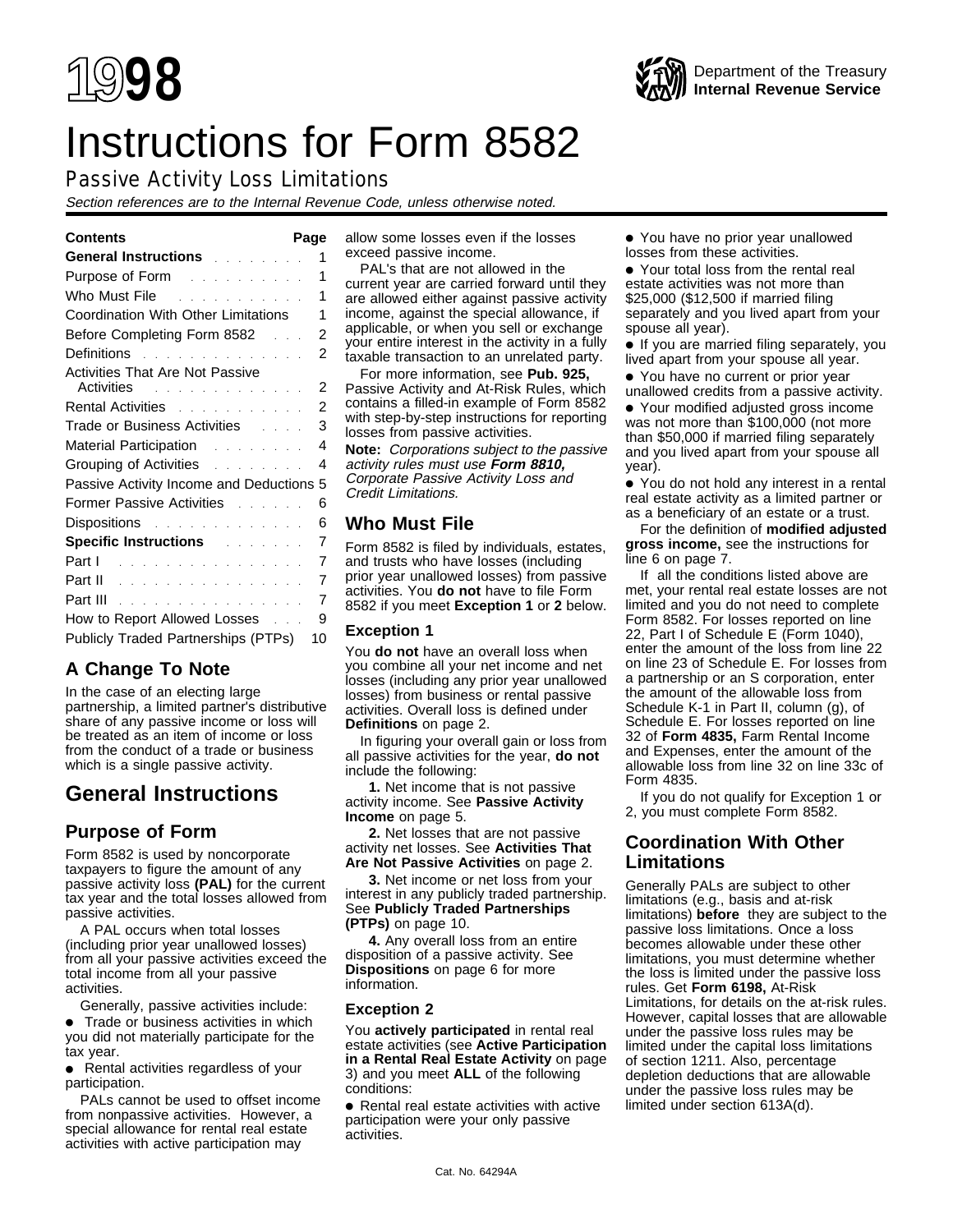# 1998

Department of the Treasury
**Internal Revenue Service**

# Instructions for Form 8582

## Passive Activity Loss Limitations

*Section references are to the Internal Revenue Code, unless otherwise noted.*

| Contents | Page |
|---|---|
| **General Instructions** | 1 |
| Purpose of Form | 1 |
| Who Must File | 1 |
| Coordination With Other Limitations | 1 |
| Before Completing Form 8582 | 2 |
| Definitions | 2 |
| Activities That Are Not Passive Activities | 2 |
| Rental Activities | 2 |
| Trade or Business Activities | 3 |
| Material Participation | 4 |
| Grouping of Activities | 4 |
| Passive Activity Income and Deductions | 5 |
| Former Passive Activities | 6 |
| Dispositions | 6 |
| **Specific Instructions** | 7 |
| Part I | 7 |
| Part II | 7 |
| Part III | 7 |
| How to Report Allowed Losses | 9 |
| Publicly Traded Partnerships (PTPs) | 10 |

## A Change To Note

In the case of an electing large partnership, a limited partner's distributive share of any passive income or loss will be treated as an item of income or loss from the conduct of a trade or business which is a single passive activity.

# General Instructions

## Purpose of Form

Form 8582 is used by noncorporate taxpayers to figure the amount of any passive activity loss **(PAL)** for the current tax year and the total losses allowed from passive activities.

A PAL occurs when total losses (including prior year unallowed losses) from all your passive activities exceed the total income from all your passive activities.

Generally, passive activities include:

- Trade or business activities in which you did not materially participate for the tax year.
- Rental activities regardless of your participation.

PALs cannot be used to offset income from nonpassive activities. However, a special allowance for rental real estate activities with active participation may allow some losses even if the losses exceed passive income.

PAL's that are not allowed in the current year are carried forward until they are allowed either against passive activity income, against the special allowance, if applicable, or when you sell or exchange your entire interest in the activity in a fully taxable transaction to an unrelated party.

For more information, see **Pub. 925,** Passive Activity and At-Risk Rules, which contains a filled-in example of Form 8582 with step-by-step instructions for reporting losses from passive activities.

**Note:** *Corporations subject to the passive activity rules must use* ***Form 8810,*** *Corporate Passive Activity Loss and Credit Limitations.*

## Who Must File

Form 8582 is filed by individuals, estates, and trusts who have losses (including prior year unallowed losses) from passive activities. You **do not** have to file Form 8582 if you meet **Exception 1** or **2** below.

### Exception 1

You **do not** have an overall loss when you combine all your net income and net losses (including any prior year unallowed losses) from business or rental passive activities. Overall loss is defined under **Definitions** on page 2.

In figuring your overall gain or loss from all passive activities for the year, **do not** include the following:

**1.** Net income that is not passive activity income. See **Passive Activity Income** on page 5.

**2.** Net losses that are not passive activity net losses. See **Activities That Are Not Passive Activities** on page 2.

**3.** Net income or net loss from your interest in any publicly traded partnership. See **Publicly Traded Partnerships (PTPs)** on page 10.

**4.** Any overall loss from an entire disposition of a passive activity. See **Dispositions** on page 6 for more information.

### Exception 2

You **actively participated** in rental real estate activities (see **Active Participation in a Rental Real Estate Activity** on page 3) and you meet **ALL** of the following conditions:

- Rental real estate activities with active participation were your only passive activities.
- You have no prior year unallowed losses from these activities.
- Your total loss from the rental real estate activities was not more than \$25,000 (\$12,500 if married filing separately and you lived apart from your spouse all year).
- If you are married filing separately, you lived apart from your spouse all year.
- You have no current or prior year unallowed credits from a passive activity.
- Your modified adjusted gross income was not more than \$100,000 (not more than \$50,000 if married filing separately and you lived apart from your spouse all year).
- You do not hold any interest in a rental real estate activity as a limited partner or as a beneficiary of an estate or a trust.

For the definition of **modified adjusted gross income,** see the instructions for line 6 on page 7.

If all the conditions listed above are met, your rental real estate losses are not limited and you do not need to complete Form 8582. For losses reported on line 22, Part I of Schedule E (Form 1040), enter the amount of the loss from line 22 on line 23 of Schedule E. For losses from a partnership or an S corporation, enter the amount of the allowable loss from Schedule K-1 in Part II, column (g), of Schedule E. For losses reported on line 32 of **Form 4835,** Farm Rental Income and Expenses, enter the amount of the allowable loss from line 32 on line 33c of Form 4835.

If you do not qualify for Exception 1 or 2, you must complete Form 8582.

## Coordination With Other Limitations

Generally PALs are subject to other limitations (e.g., basis and at-risk limitations) **before** they are subject to the passive loss limitations. Once a loss becomes allowable under these other limitations, you must determine whether the loss is limited under the passive loss rules. Get **Form 6198,** At-Risk Limitations, for details on the at-risk rules. However, capital losses that are allowable under the passive loss rules may be limited under the capital loss limitations of section 1211. Also, percentage depletion deductions that are allowable under the passive loss rules may be limited under section 613A(d).

Cat. No. 64294A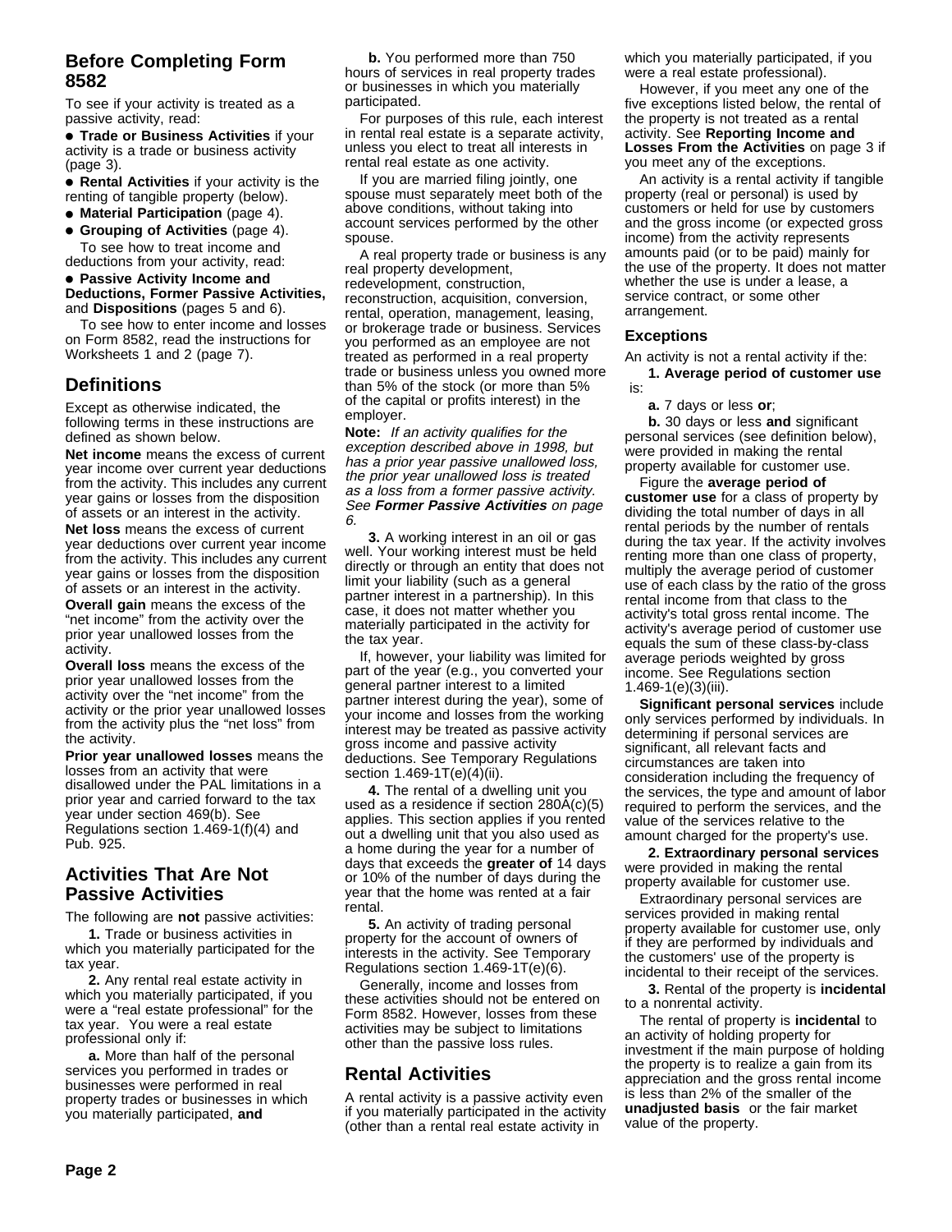## Before Completing Form 8582

To see if your activity is treated as a passive activity, read:

- **Trade or Business Activities** if your activity is a trade or business activity (page 3).
- **Rental Activities** if your activity is the renting of tangible property (below).
- **Material Participation** (page 4).
- **Grouping of Activities** (page 4).

To see how to treat income and deductions from your activity, read:

- **Passive Activity Income and Deductions, Former Passive Activities,** and **Dispositions** (pages 5 and 6).

To see how to enter income and losses on Form 8582, read the instructions for Worksheets 1 and 2 (page 7).

## Definitions

Except as otherwise indicated, the following terms in these instructions are defined as shown below.

**Net income** means the excess of current year income over current year deductions from the activity. This includes any current year gains or losses from the disposition of assets or an interest in the activity.

**Net loss** means the excess of current year deductions over current year income from the activity. This includes any current year gains or losses from the disposition of assets or an interest in the activity.

**Overall gain** means the excess of the "net income" from the activity over the prior year unallowed losses from the activity.

**Overall loss** means the excess of the prior year unallowed losses from the activity over the "net income" from the activity or the prior year unallowed losses from the activity plus the "net loss" from the activity.

**Prior year unallowed losses** means the losses from an activity that were disallowed under the PAL limitations in a prior year and carried forward to the tax year under section 469(b). See Regulations section 1.469-1(f)(4) and Pub. 925.

## Activities That Are Not Passive Activities

The following are **not** passive activities:

**1.** Trade or business activities in which you materially participated for the tax year.

**2.** Any rental real estate activity in which you materially participated, if you were a "real estate professional" for the tax year. You were a real estate professional only if:

**a.** More than half of the personal services you performed in trades or businesses were performed in real property trades or businesses in which you materially participated, **and**

**b.** You performed more than 750 hours of services in real property trades or businesses in which you materially participated.

For purposes of this rule, each interest in rental real estate is a separate activity, unless you elect to treat all interests in rental real estate as one activity.

If you are married filing jointly, one spouse must separately meet both of the above conditions, without taking into account services performed by the other spouse.

A real property trade or business is any real property development, redevelopment, construction, reconstruction, acquisition, conversion, rental, operation, management, leasing, or brokerage trade or business. Services you performed as an employee are not treated as performed in a real property trade or business unless you owned more than 5% of the stock (or more than 5% of the capital or profits interest) in the employer.

**Note:** *If an activity qualifies for the exception described above in 1998, but has a prior year passive unallowed loss, the prior year unallowed loss is treated as a loss from a former passive activity. See **Former Passive Activities** on page 6.*

**3.** A working interest in an oil or gas well. Your working interest must be held directly or through an entity that does not limit your liability (such as a general partner interest in a partnership). In this case, it does not matter whether you materially participated in the activity for the tax year.

If, however, your liability was limited for part of the year (e.g., you converted your general partner interest to a limited partner interest during the year), some of your income and losses from the working interest may be treated as passive activity gross income and passive activity deductions. See Temporary Regulations section 1.469-1T(e)(4)(ii).

**4.** The rental of a dwelling unit you used as a residence if section 280A(c)(5) applies. This section applies if you rented out a dwelling unit that you also used as a home during the year for a number of days that exceeds the **greater of** 14 days or 10% of the number of days during the year that the home was rented at a fair rental.

**5.** An activity of trading personal property for the account of owners of interests in the activity. See Temporary Regulations section 1.469-1T(e)(6).

Generally, income and losses from these activities should not be entered on Form 8582. However, losses from these activities may be subject to limitations other than the passive loss rules.

## Rental Activities

A rental activity is a passive activity even if you materially participated in the activity (other than a rental real estate activity in which you materially participated, if you were a real estate professional).

However, if you meet any one of the five exceptions listed below, the rental of the property is not treated as a rental activity. See **Reporting Income and Losses From the Activities** on page 3 if you meet any of the exceptions.

An activity is a rental activity if tangible property (real or personal) is used by customers or held for use by customers and the gross income (or expected gross income) from the activity represents amounts paid (or to be paid) mainly for the use of the property. It does not matter whether the use is under a lease, a service contract, or some other arrangement.

### Exceptions

An activity is not a rental activity if the:

**1. Average period of customer use** is:

**a.** 7 days or less **or**;

**b.** 30 days or less **and** significant personal services (see definition below), were provided in making the rental property available for customer use.

Figure the **average period of customer use** for a class of property by dividing the total number of days in all rental periods by the number of rentals during the tax year. If the activity involves renting more than one class of property, multiply the average period of customer use of each class by the ratio of the gross rental income from that class to the activity's total gross rental income. The activity's average period of customer use equals the sum of these class-by-class average periods weighted by gross income. See Regulations section 1.469-1(e)(3)(iii).

**Significant personal services** include only services performed by individuals. In determining if personal services are significant, all relevant facts and circumstances are taken into consideration including the frequency of the services, the type and amount of labor required to perform the services, and the value of the services relative to the amount charged for the property's use.

**2. Extraordinary personal services** were provided in making the rental property available for customer use.

Extraordinary personal services are services provided in making rental property available for customer use, only if they are performed by individuals and the customers' use of the property is incidental to their receipt of the services.

**3.** Rental of the property is **incidental** to a nonrental activity.

The rental of property is **incidental** to an activity of holding property for investment if the main purpose of holding the property is to realize a gain from its appreciation and the gross rental income is less than 2% of the smaller of the **unadjusted basis** or the fair market value of the property.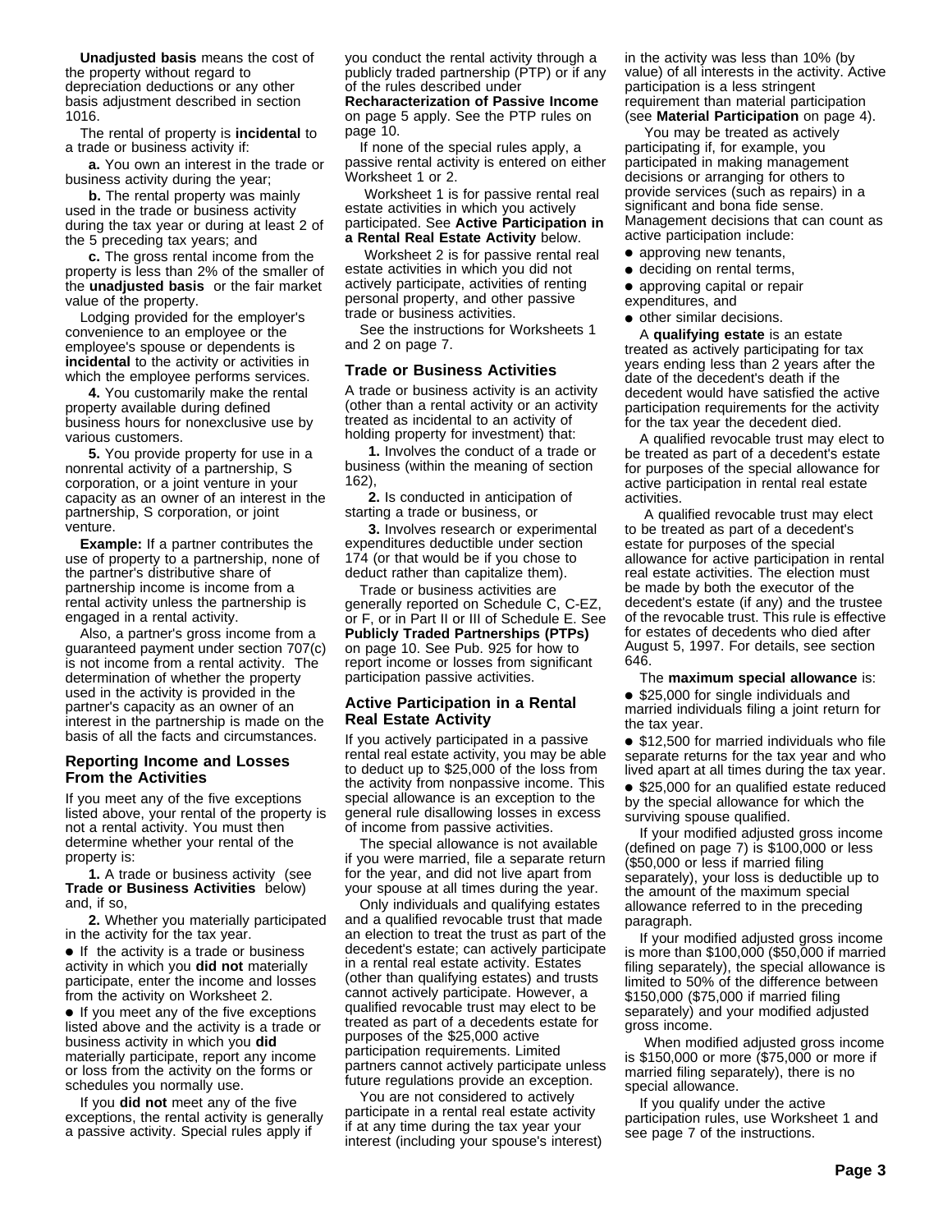**Unadjusted basis** means the cost of the property without regard to depreciation deductions or any other basis adjustment described in section 1016.

The rental of property is **incidental** to a trade or business activity if:

**a.** You own an interest in the trade or business activity during the year;

**b.** The rental property was mainly used in the trade or business activity during the tax year or during at least 2 of the 5 preceding tax years; and

**c.** The gross rental income from the property is less than 2% of the smaller of the **unadjusted basis** or the fair market value of the property.

Lodging provided for the employer's convenience to an employee or the employee's spouse or dependents is **incidental** to the activity or activities in which the employee performs services.

**4.** You customarily make the rental property available during defined business hours for nonexclusive use by various customers.

**5.** You provide property for use in a nonrental activity of a partnership, S corporation, or a joint venture in your capacity as an owner of an interest in the partnership, S corporation, or joint venture.

**Example:** If a partner contributes the use of property to a partnership, none of the partner's distributive share of partnership income is income from a rental activity unless the partnership is engaged in a rental activity.

Also, a partner's gross income from a guaranteed payment under section 707(c) is not income from a rental activity. The determination of whether the property used in the activity is provided in the partner's capacity as an owner of an interest in the partnership is made on the basis of all the facts and circumstances.

### Reporting Income and Losses From the Activities

If you meet any of the five exceptions listed above, your rental of the property is not a rental activity. You must then determine whether your rental of the property is:

**1.** A trade or business activity (see **Trade or Business Activities** below) and, if so,

**2.** Whether you materially participated in the activity for the tax year.

- If the activity is a trade or business activity in which you **did not** materially participate, enter the income and losses from the activity on Worksheet 2.
- If you meet any of the five exceptions listed above and the activity is a trade or business activity in which you **did** materially participate, report any income or loss from the activity on the forms or schedules you normally use.

If you **did not** meet any of the five exceptions, the rental activity is generally a passive activity. Special rules apply if you conduct the rental activity through a publicly traded partnership (PTP) or if any of the rules described under **Recharacterization of Passive Income** on page 5 apply. See the PTP rules on page 10.

If none of the special rules apply, a passive rental activity is entered on either Worksheet 1 or 2.

Worksheet 1 is for passive rental real estate activities in which you actively participated. See **Active Participation in a Rental Real Estate Activity** below.

Worksheet 2 is for passive rental real estate activities in which you did not actively participate, activities of renting personal property, and other passive trade or business activities.

See the instructions for Worksheets 1 and 2 on page 7.

### Trade or Business Activities

A trade or business activity is an activity (other than a rental activity or an activity treated as incidental to an activity of holding property for investment) that:

**1.** Involves the conduct of a trade or business (within the meaning of section 162),

**2.** Is conducted in anticipation of starting a trade or business, or

**3.** Involves research or experimental expenditures deductible under section 174 (or that would be if you chose to deduct rather than capitalize them).

Trade or business activities are generally reported on Schedule C, C-EZ, or F, or in Part II or III of Schedule E. See **Publicly Traded Partnerships (PTPs)** on page 10. See Pub. 925 for how to report income or losses from significant participation passive activities.

### Active Participation in a Rental Real Estate Activity

If you actively participated in a passive rental real estate activity, you may be able to deduct up to $25,000 of the loss from the activity from nonpassive income. This special allowance is an exception to the general rule disallowing losses in excess of income from passive activities.

The special allowance is not available if you were married, file a separate return for the year, and did not live apart from your spouse at all times during the year.

Only individuals and qualifying estates and a qualified revocable trust that made an election to treat the trust as part of the decedent's estate; can actively participate in a rental real estate activity. Estates (other than qualifying estates) and trusts cannot actively participate. However, a qualified revocable trust may elect to be treated as part of a decedents estate for purposes of the $25,000 active participation requirements. Limited partners cannot actively participate unless future regulations provide an exception.

You are not considered to actively participate in a rental real estate activity if at any time during the tax year your interest (including your spouse's interest) in the activity was less than 10% (by value) of all interests in the activity. Active participation is a less stringent requirement than material participation (see **Material Participation** on page 4).

You may be treated as actively participating if, for example, you participated in making management decisions or arranging for others to provide services (such as repairs) in a significant and bona fide sense. Management decisions that can count as active participation include:

- approving new tenants,
- deciding on rental terms,
- approving capital or repair expenditures, and
- other similar decisions.

A **qualifying estate** is an estate treated as actively participating for tax years ending less than 2 years after the date of the decedent's death if the decedent would have satisfied the active participation requirements for the activity for the tax year the decedent died.

A qualified revocable trust may elect to be treated as part of a decedent's estate for purposes of the special allowance for active participation in rental real estate activities.

A qualified revocable trust may elect to be treated as part of a decedent's estate for purposes of the special allowance for active participation in rental real estate activities. The election must be made by both the executor of the decedent's estate (if any) and the trustee of the revocable trust. This rule is effective for estates of decedents who died after August 5, 1997. For details, see section 646.

The **maximum special allowance** is:

- $25,000 for single individuals and married individuals filing a joint return for the tax year.
- $12,500 for married individuals who file separate returns for the tax year and who lived apart at all times during the tax year.
- $25,000 for an qualified estate reduced by the special allowance for which the surviving spouse qualified.

If your modified adjusted gross income (defined on page 7) is $100,000 or less ($50,000 or less if married filing separately), your loss is deductible up to the amount of the maximum special allowance referred to in the preceding paragraph.

If your modified adjusted gross income is more than $100,000 ($50,000 if married filing separately), the special allowance is limited to 50% of the difference between $150,000 ($75,000 if married filing separately) and your modified adjusted gross income.

When modified adjusted gross income is $150,000 or more ($75,000 or more if married filing separately), there is no special allowance.

If you qualify under the active participation rules, use Worksheet 1 and see page 7 of the instructions.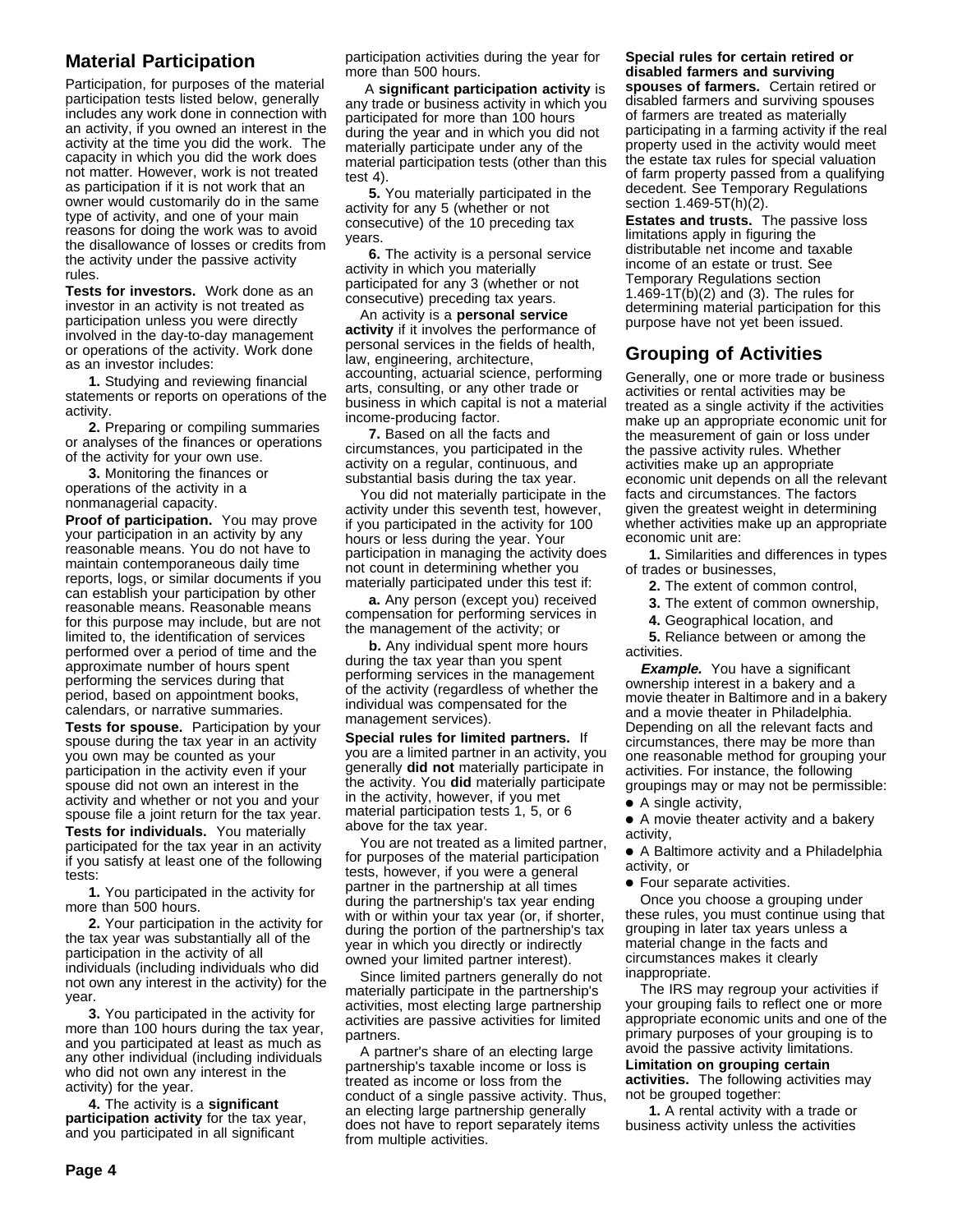## Material Participation

Participation, for purposes of the material participation tests listed below, generally includes any work done in connection with an activity, if you owned an interest in the activity at the time you did the work. The capacity in which you did the work does not matter. However, work is not treated as participation if it is not work that an owner would customarily do in the same type of activity, and one of your main reasons for doing the work was to avoid the disallowance of losses or credits from the activity under the passive activity rules.

**Tests for investors.** Work done as an investor in an activity is not treated as participation unless you were directly involved in the day-to-day management or operations of the activity. Work done as an investor includes:

**1.** Studying and reviewing financial statements or reports on operations of the activity.

**2.** Preparing or compiling summaries or analyses of the finances or operations of the activity for your own use.

**3.** Monitoring the finances or operations of the activity in a nonmanagerial capacity.

**Proof of participation.** You may prove your participation in an activity by any reasonable means. You do not have to maintain contemporaneous daily time reports, logs, or similar documents if you can establish your participation by other reasonable means. Reasonable means for this purpose may include, but are not limited to, the identification of services performed over a period of time and the approximate number of hours spent performing the services during that period, based on appointment books, calendars, or narrative summaries.

**Tests for spouse.** Participation by your spouse during the tax year in an activity you own may be counted as your participation in the activity even if your spouse did not own an interest in the activity and whether or not you and your spouse file a joint return for the tax year.

**Tests for individuals.** You materially participated for the tax year in an activity if you satisfy at least one of the following tests:

**1.** You participated in the activity for more than 500 hours.

**2.** Your participation in the activity for the tax year was substantially all of the participation in the activity of all individuals (including individuals who did not own any interest in the activity) for the year.

**3.** You participated in the activity for more than 100 hours during the tax year, and you participated at least as much as any other individual (including individuals who did not own any interest in the activity) for the year.

**4.** The activity is a **significant participation activity** for the tax year, and you participated in all significant participation activities during the year for more than 500 hours.

A **significant participation activity** is any trade or business activity in which you participated for more than 100 hours during the year and in which you did not materially participate under any of the material participation tests (other than this test 4).

**5.** You materially participated in the activity for any 5 (whether or not consecutive) of the 10 preceding tax years.

**6.** The activity is a personal service activity in which you materially participated for any 3 (whether or not consecutive) preceding tax years.

An activity is a **personal service activity** if it involves the performance of personal services in the fields of health, law, engineering, architecture, accounting, actuarial science, performing arts, consulting, or any other trade or business in which capital is not a material income-producing factor.

**7.** Based on all the facts and circumstances, you participated in the activity on a regular, continuous, and substantial basis during the tax year.

You did not materially participate in the activity under this seventh test, however, if you participated in the activity for 100 hours or less during the year. Your participation in managing the activity does not count in determining whether you materially participated under this test if:

**a.** Any person (except you) received compensation for performing services in the management of the activity; or

**b.** Any individual spent more hours during the tax year than you spent performing services in the management of the activity (regardless of whether the individual was compensated for the management services).

**Special rules for limited partners.** If you are a limited partner in an activity, you generally **did not** materially participate in the activity. You **did** materially participate in the activity, however, if you met material participation tests 1, 5, or 6 above for the tax year.

You are not treated as a limited partner, for purposes of the material participation tests, however, if you were a general partner in the partnership at all times during the partnership's tax year ending with or within your tax year (or, if shorter, during the portion of the partnership's tax year in which you directly or indirectly owned your limited partner interest).

Since limited partners generally do not materially participate in the partnership's activities, most electing large partnership activities are passive activities for limited partners.

A partner's share of an electing large partnership's taxable income or loss is treated as income or loss from the conduct of a single passive activity. Thus, an electing large partnership generally does not have to report separately items from multiple activities.

**Special rules for certain retired or disabled farmers and surviving spouses of farmers.** Certain retired or disabled farmers and surviving spouses of farmers are treated as materially participating in a farming activity if the real property used in the activity would meet the estate tax rules for special valuation of farm property passed from a qualifying decedent. See Temporary Regulations section 1.469-5T(h)(2).

**Estates and trusts.** The passive loss limitations apply in figuring the distributable net income and taxable income of an estate or trust. See Temporary Regulations section 1.469-1T(b)(2) and (3). The rules for determining material participation for this purpose have not yet been issued.

## Grouping of Activities

Generally, one or more trade or business activities or rental activities may be treated as a single activity if the activities make up an appropriate economic unit for the measurement of gain or loss under the passive activity rules. Whether activities make up an appropriate economic unit depends on all the relevant facts and circumstances. The factors given the greatest weight in determining whether activities make up an appropriate economic unit are:

**1.** Similarities and differences in types of trades or businesses,

**2.** The extent of common control,

**3.** The extent of common ownership,

**4.** Geographical location, and

**5.** Reliance between or among the activities.

***Example.*** You have a significant ownership interest in a bakery and a movie theater in Baltimore and in a bakery and a movie theater in Philadelphia. Depending on all the relevant facts and circumstances, there may be more than one reasonable method for grouping your activities. For instance, the following groupings may or may not be permissible:

- A single activity,
- A movie theater activity and a bakery activity,
- A Baltimore activity and a Philadelphia activity, or
- Four separate activities.

Once you choose a grouping under these rules, you must continue using that grouping in later tax years unless a material change in the facts and circumstances makes it clearly inappropriate.

The IRS may regroup your activities if your grouping fails to reflect one or more appropriate economic units and one of the primary purposes of your grouping is to avoid the passive activity limitations.

**Limitation on grouping certain activities.** The following activities may not be grouped together:

**1.** A rental activity with a trade or business activity unless the activities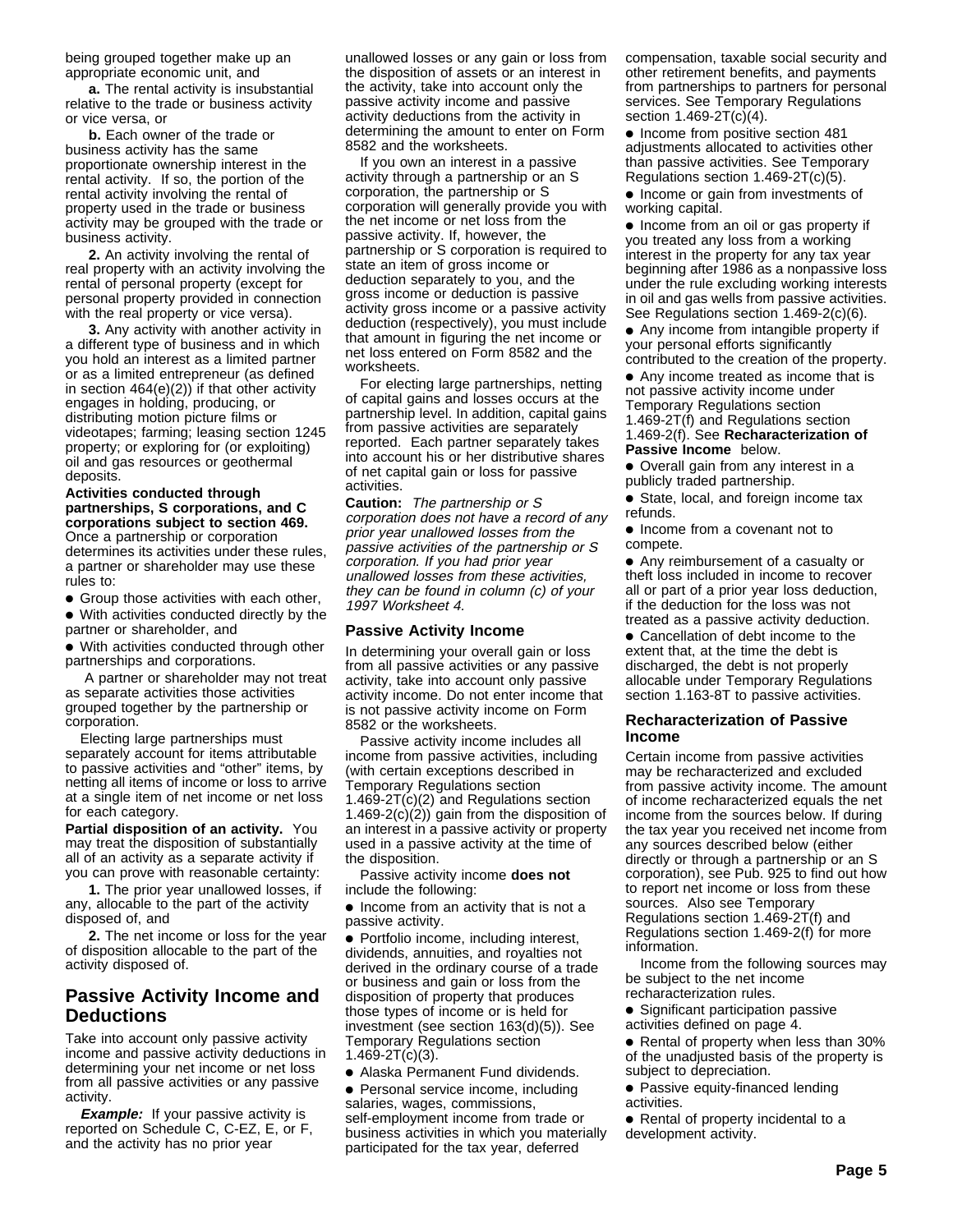being grouped together make up an appropriate economic unit, and

**a.** The rental activity is insubstantial relative to the trade or business activity or vice versa, or

**b.** Each owner of the trade or business activity has the same proportionate ownership interest in the rental activity. If so, the portion of the rental activity involving the rental of property used in the trade or business activity may be grouped with the trade or business activity.

**2.** An activity involving the rental of real property with an activity involving the rental of personal property (except for personal property provided in connection with the real property or vice versa).

**3.** Any activity with another activity in a different type of business and in which you hold an interest as a limited partner or as a limited entrepreneur (as defined in section 464(e)(2)) if that other activity engages in holding, producing, or distributing motion picture films or videotapes; farming; leasing section 1245 property; or exploring for (or exploiting) oil and gas resources or geothermal deposits.

**Activities conducted through partnerships, S corporations, and C corporations subject to section 469.** Once a partnership or corporation determines its activities under these rules, a partner or shareholder may use these rules to:

- Group those activities with each other,
- With activities conducted directly by the partner or shareholder, and
- With activities conducted through other partnerships and corporations.

A partner or shareholder may not treat as separate activities those activities grouped together by the partnership or corporation.

Electing large partnerships must separately account for items attributable to passive activities and "other" items, by netting all items of income or loss to arrive at a single item of net income or net loss for each category.

**Partial disposition of an activity.** You may treat the disposition of substantially all of an activity as a separate activity if you can prove with reasonable certainty:

**1.** The prior year unallowed losses, if any, allocable to the part of the activity disposed of, and

**2.** The net income or loss for the year of disposition allocable to the part of the activity disposed of.

## Passive Activity Income and Deductions

Take into account only passive activity income and passive activity deductions in determining your net income or net loss from all passive activities or any passive activity.

***Example:*** If your passive activity is reported on Schedule C, C-EZ, E, or F, and the activity has no prior year unallowed losses or any gain or loss from the disposition of assets or an interest in the activity, take into account only the passive activity income and passive activity deductions from the activity in determining the amount to enter on Form 8582 and the worksheets.

If you own an interest in a passive activity through a partnership or an S corporation, the partnership or S corporation will generally provide you with the net income or net loss from the passive activity. If, however, the partnership or S corporation is required to state an item of gross income or deduction separately to you, and the gross income or deduction is passive activity gross income or a passive activity deduction (respectively), you must include that amount in figuring the net income or net loss entered on Form 8582 and the worksheets.

For electing large partnerships, netting of capital gains and losses occurs at the partnership level. In addition, capital gains from passive activities are separately reported. Each partner separately takes into account his or her distributive shares of net capital gain or loss for passive activities.

**Caution:** *The partnership or S corporation does not have a record of any prior year unallowed losses from the passive activities of the partnership or S corporation. If you had prior year unallowed losses from these activities, they can be found in column (c) of your 1997 Worksheet 4.*

### Passive Activity Income

In determining your overall gain or loss from all passive activities or any passive activity, take into account only passive activity income. Do not enter income that is not passive activity income on Form 8582 or the worksheets.

Passive activity income includes all income from passive activities, including (with certain exceptions described in Temporary Regulations section 1.469-2T(c)(2) and Regulations section 1.469-2(c)(2)) gain from the disposition of an interest in a passive activity or property used in a passive activity at the time of the disposition.

Passive activity income **does not** include the following:

- Income from an activity that is not a passive activity.
- Portfolio income, including interest, dividends, annuities, and royalties not derived in the ordinary course of a trade or business and gain or loss from the disposition of property that produces those types of income or is held for investment (see section 163(d)(5)). See Temporary Regulations section 1.469-2T(c)(3).
- Alaska Permanent Fund dividends.
- Personal service income, including salaries, wages, commissions, self-employment income from trade or business activities in which you materially participated for the tax year, deferred compensation, taxable social security and other retirement benefits, and payments from partnerships to partners for personal services. See Temporary Regulations section 1.469-2T(c)(4).
- Income from positive section 481 adjustments allocated to activities other than passive activities. See Temporary Regulations section 1.469-2T(c)(5).
- Income or gain from investments of working capital.
- Income from an oil or gas property if you treated any loss from a working interest in the property for any tax year beginning after 1986 as a nonpassive loss under the rule excluding working interests in oil and gas wells from passive activities. See Regulations section 1.469-2(c)(6).
- Any income from intangible property if your personal efforts significantly contributed to the creation of the property.
- Any income treated as income that is not passive activity income under Temporary Regulations section 1.469-2T(f) and Regulations section 1.469-2(f). See **Recharacterization of Passive Income** below.
- Overall gain from any interest in a publicly traded partnership.
- State, local, and foreign income tax refunds.
- Income from a covenant not to compete.
- Any reimbursement of a casualty or theft loss included in income to recover all or part of a prior year loss deduction, if the deduction for the loss was not treated as a passive activity deduction.
- Cancellation of debt income to the extent that, at the time the debt is discharged, the debt is not properly allocable under Temporary Regulations section 1.163-8T to passive activities.

### Recharacterization of Passive Income

Certain income from passive activities may be recharacterized and excluded from passive activity income. The amount of income recharacterized equals the net income from the sources below. If during the tax year you received net income from any sources described below (either directly or through a partnership or an S corporation), see Pub. 925 to find out how to report net income or loss from these sources. Also see Temporary Regulations section 1.469-2T(f) and Regulations section 1.469-2(f) for more information.

Income from the following sources may be subject to the net income recharacterization rules.

- Significant participation passive activities defined on page 4.
- Rental of property when less than 30% of the unadjusted basis of the property is subject to depreciation.
- Passive equity-financed lending activities.
- Rental of property incidental to a development activity.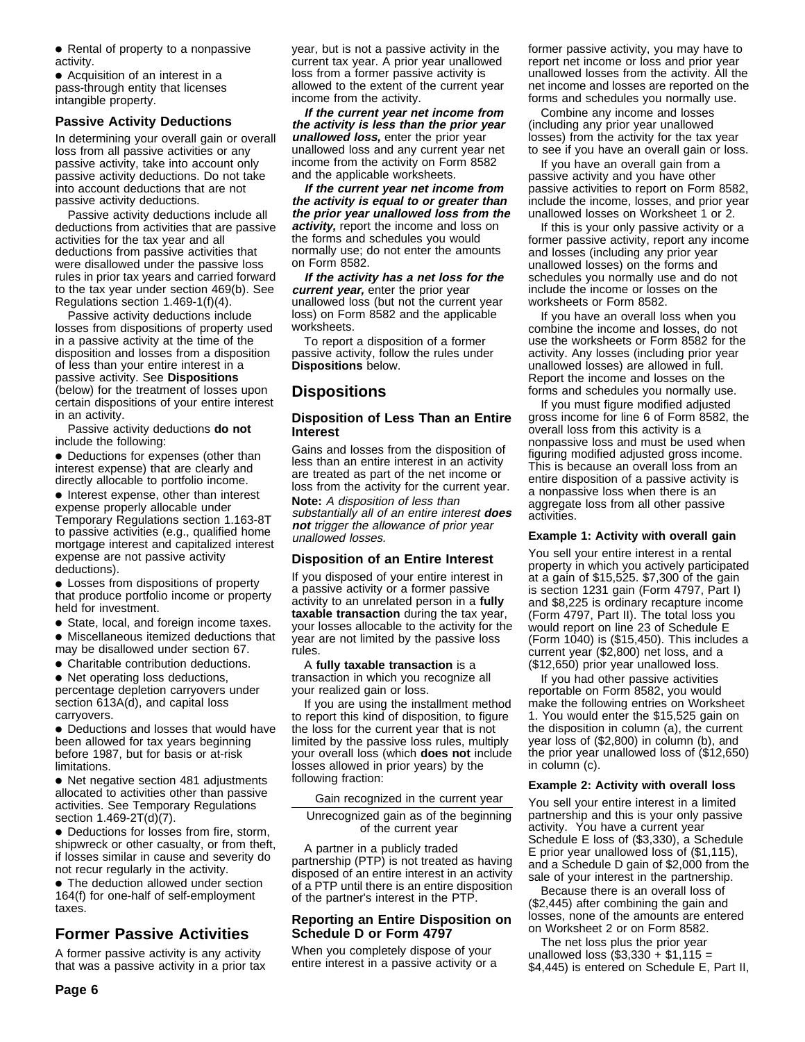- Rental of property to a nonpassive activity.
- Acquisition of an interest in a pass-through entity that licenses intangible property.

### Passive Activity Deductions

In determining your overall gain or overall loss from all passive activities or any passive activity, take into account only passive activity deductions. Do not take into account deductions that are not passive activity deductions.

Passive activity deductions include all deductions from activities that are passive activities for the tax year and all deductions from passive activities that were disallowed under the passive loss rules in prior tax years and carried forward to the tax year under section 469(b). See Regulations section 1.469-1(f)(4).

Passive activity deductions include losses from dispositions of property used in a passive activity at the time of the disposition and losses from a disposition of less than your entire interest in a passive activity. See **Dispositions** (below) for the treatment of losses upon certain dispositions of your entire interest in an activity.

Passive activity deductions **do not** include the following:

- Deductions for expenses (other than interest expense) that are clearly and directly allocable to portfolio income.
- Interest expense, other than interest expense properly allocable under Temporary Regulations section 1.163-8T to passive activities (e.g., qualified home mortgage interest and capitalized interest expense are not passive activity deductions).
- Losses from dispositions of property that produce portfolio income or property held for investment.
- State, local, and foreign income taxes.
- Miscellaneous itemized deductions that may be disallowed under section 67.
- Charitable contribution deductions.
- Net operating loss deductions, percentage depletion carryovers under section 613A(d), and capital loss carryovers.
- Deductions and losses that would have been allowed for tax years beginning before 1987, but for basis or at-risk limitations.
- Net negative section 481 adjustments allocated to activities other than passive activities. See Temporary Regulations section 1.469-2T(d)(7).
- Deductions for losses from fire, storm, shipwreck or other casualty, or from theft, if losses similar in cause and severity do not recur regularly in the activity.
- The deduction allowed under section 164(f) for one-half of self-employment taxes.

## Former Passive Activities

A former passive activity is any activity that was a passive activity in a prior tax year, but is not a passive activity in the current tax year. A prior year unallowed loss from a former passive activity is allowed to the extent of the current year income from the activity.

***If the current year net income from the activity is less than the prior year unallowed loss,*** enter the prior year unallowed loss and any current year net income from the activity on Form 8582 and the applicable worksheets.

***If the current year net income from the activity is equal to or greater than the prior year unallowed loss from the activity,*** report the income and loss on the forms and schedules you would normally use; do not enter the amounts on Form 8582.

***If the activity has a net loss for the current year,*** enter the prior year unallowed loss (but not the current year loss) on Form 8582 and the applicable worksheets.

To report a disposition of a former passive activity, follow the rules under **Dispositions** below.

## Dispositions

### Disposition of Less Than an Entire Interest

Gains and losses from the disposition of less than an entire interest in an activity are treated as part of the net income or loss from the activity for the current year.

**Note:** *A disposition of less than substantially all of an entire interest* ***does not*** *trigger the allowance of prior year unallowed losses.*

### Disposition of an Entire Interest

If you disposed of your entire interest in a passive activity or a former passive activity to an unrelated person in a **fully taxable transaction** during the tax year, your losses allocable to the activity for the year are not limited by the passive loss rules.

A **fully taxable transaction** is a transaction in which you recognize all your realized gain or loss.

If you are using the installment method to report this kind of disposition, to figure the loss for the current year that is not limited by the passive loss rules, multiply your overall loss (which **does not** include losses allowed in prior years) by the following fraction:

$$\frac{\text{Gain recognized in the current year}}{\text{Unrecognized gain as of the beginning of the current year}}$$

A partner in a publicly traded partnership (PTP) is not treated as having disposed of an entire interest in an activity of a PTP until there is an entire disposition of the partner's interest in the PTP.

### Reporting an Entire Disposition on Schedule D or Form 4797

When you completely dispose of your entire interest in a passive activity or a former passive activity, you may have to report net income or loss and prior year unallowed losses from the activity. All the net income and losses are reported on the forms and schedules you normally use.

Combine any income and losses (including any prior year unallowed losses) from the activity for the tax year to see if you have an overall gain or loss.

If you have an overall gain from a passive activity and you have other passive activities to report on Form 8582, include the income, losses, and prior year unallowed losses on Worksheet 1 or 2.

If this is your only passive activity or a former passive activity, report any income and losses (including any prior year unallowed losses) on the forms and schedules you normally use and do not include the income or losses on the worksheets or Form 8582.

If you have an overall loss when you combine the income and losses, do not use the worksheets or Form 8582 for the activity. Any losses (including prior year unallowed losses) are allowed in full. Report the income and losses on the forms and schedules you normally use.

If you must figure modified adjusted gross income for line 6 of Form 8582, the overall loss from this activity is a nonpassive loss and must be used when figuring modified adjusted gross income. This is because an overall loss from an entire disposition of a passive activity is a nonpassive loss when there is an aggregate loss from all other passive activities.

#### Example 1: Activity with overall gain

You sell your entire interest in a rental property in which you actively participated at a gain of $15,525. $7,300 of the gain is section 1231 gain (Form 4797, Part I) and $8,225 is ordinary recapture income (Form 4797, Part II). The total loss you would report on line 23 of Schedule E (Form 1040) is ($15,450). This includes a current year ($2,800) net loss, and a ($12,650) prior year unallowed loss.

If you had other passive activities reportable on Form 8582, you would make the following entries on Worksheet 1. You would enter the $15,525 gain on the disposition in column (a), the current year loss of ($2,800) in column (b), and the prior year unallowed loss of ($12,650) in column (c).

#### Example 2: Activity with overall loss

You sell your entire interest in a limited partnership and this is your only passive activity. You have a current year Schedule E loss of ($3,330), a Schedule E prior year unallowed loss of ($1,115), and a Schedule D gain of $2,000 from the sale of your interest in the partnership.

Because there is an overall loss of ($2,445) after combining the gain and losses, none of the amounts are entered on Worksheet 2 or on Form 8582.

The net loss plus the prior year unallowed loss ($3,330 + $1,115 = $4,445) is entered on Schedule E, Part II,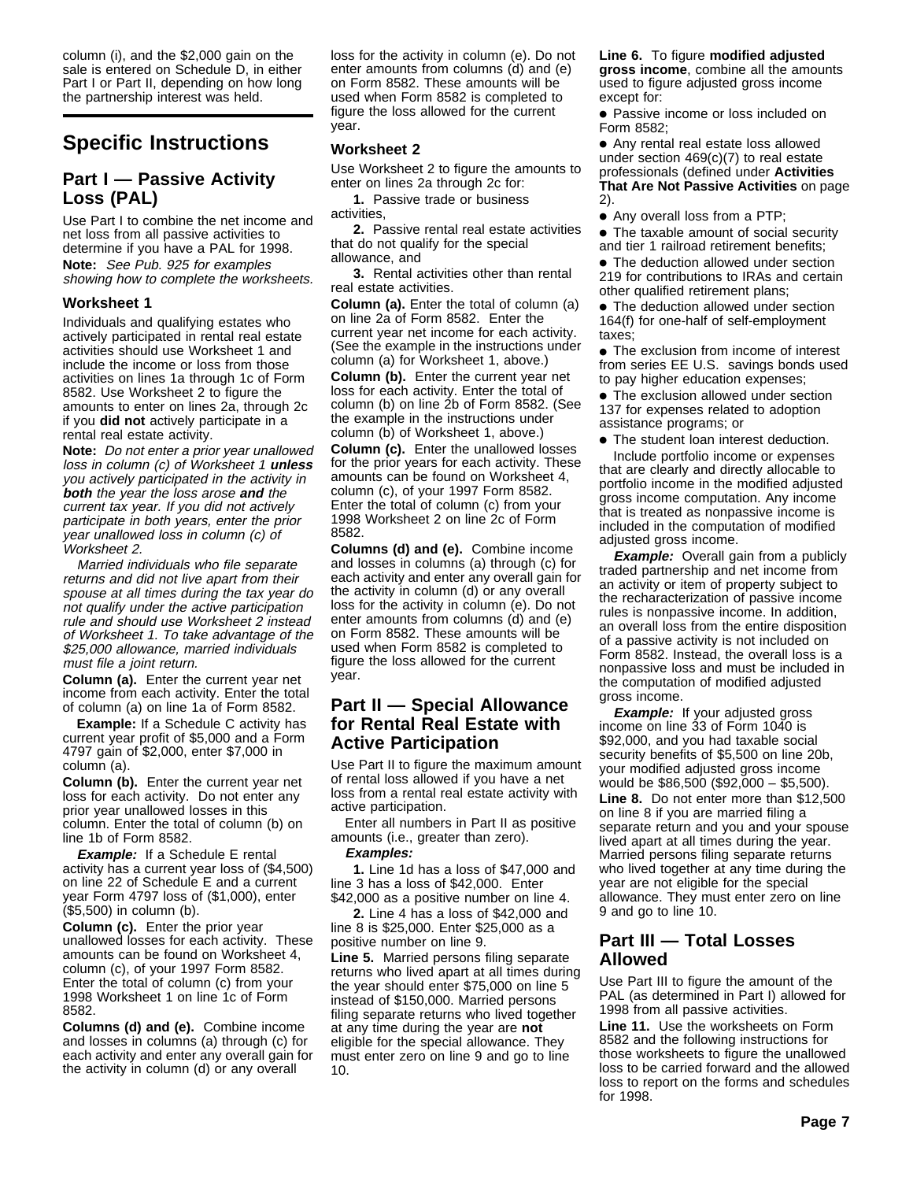column (i), and the $2,000 gain on the sale is entered on Schedule D, in either Part I or Part II, depending on how long the partnership interest was held.

# Specific Instructions

## Part I — Passive Activity Loss (PAL)

Use Part I to combine the net income and net loss from all passive activities to determine if you have a PAL for 1998.

**Note:** *See Pub. 925 for examples showing how to complete the worksheets.*

### Worksheet 1

Individuals and qualifying estates who actively participated in rental real estate activities should use Worksheet 1 and include the income or loss from those activities on lines 1a through 1c of Form 8582. Use Worksheet 2 to figure the amounts to enter on lines 2a, through 2c if you **did not** actively participate in a rental real estate activity.

**Note:** *Do not enter a prior year unallowed loss in column (c) of Worksheet 1* ***unless*** *you actively participated in the activity in* ***both*** *the year the loss arose* ***and*** *the current tax year. If you did not actively participate in both years, enter the prior year unallowed loss in column (c) of Worksheet 2.*

*Married individuals who file separate returns and did not live apart from their spouse at all times during the tax year do not qualify under the active participation rule and should use Worksheet 2 instead of Worksheet 1. To take advantage of the $25,000 allowance, married individuals must file a joint return.*

**Column (a).** Enter the current year net income from each activity. Enter the total of column (a) on line 1a of Form 8582.

**Example:** If a Schedule C activity has current year profit of $5,000 and a Form 4797 gain of $2,000, enter $7,000 in column (a).

**Column (b).** Enter the current year net loss for each activity. Do not enter any prior year unallowed losses in this column. Enter the total of column (b) on line 1b of Form 8582.

***Example:*** If a Schedule E rental activity has a current year loss of ($4,500) on line 22 of Schedule E and a current year Form 4797 loss of ($1,000), enter ($5,500) in column (b).

**Column (c).** Enter the prior year unallowed losses for each activity. These amounts can be found on Worksheet 4, column (c), of your 1997 Form 8582. Enter the total of column (c) from your 1998 Worksheet 1 on line 1c of Form 8582.

**Columns (d) and (e).** Combine income and losses in columns (a) through (c) for each activity and enter any overall gain for the activity in column (d) or any overall loss for the activity in column (e). Do not enter amounts from columns (d) and (e) on Form 8582. These amounts will be used when Form 8582 is completed to figure the loss allowed for the current year.

### Worksheet 2

Use Worksheet 2 to figure the amounts to enter on lines 2a through 2c for:

**1.** Passive trade or business activities,

**2.** Passive rental real estate activities that do not qualify for the special allowance, and

**3.** Rental activities other than rental real estate activities.

**Column (a).** Enter the total of column (a) on line 2a of Form 8582. Enter the current year net income for each activity. (See the example in the instructions under column (a) for Worksheet 1, above.)

**Column (b).** Enter the current year net loss for each activity. Enter the total of column (b) on line 2b of Form 8582. (See the example in the instructions under column (b) of Worksheet 1, above.)

**Column (c).** Enter the unallowed losses for the prior years for each activity. These amounts can be found on Worksheet 4, column (c), of your 1997 Form 8582. Enter the total of column (c) from your 1998 Worksheet 2 on line 2c of Form 8582.

**Columns (d) and (e).** Combine income and losses in columns (a) through (c) for each activity and enter any overall gain for the activity in column (d) or any overall loss for the activity in column (e). Do not enter amounts from columns (d) and (e) on Form 8582. These amounts will be used when Form 8582 is completed to figure the loss allowed for the current year.

## Part II — Special Allowance for Rental Real Estate with Active Participation

Use Part II to figure the maximum amount of rental loss allowed if you have a net loss from a rental real estate activity with active participation.

Enter all numbers in Part II as positive amounts (i.e., greater than zero).

***Examples:***

**1.** Line 1d has a loss of $47,000 and line 3 has a loss of $42,000. Enter $42,000 as a positive number on line 4.

**2.** Line 4 has a loss of $42,000 and line 8 is $25,000. Enter $25,000 as a positive number on line 9.

**Line 5.** Married persons filing separate returns who lived apart at all times during the year should enter $75,000 on line 5 instead of $150,000. Married persons filing separate returns who lived together at any time during the year are **not** eligible for the special allowance. They must enter zero on line 9 and go to line 10.

**Line 6.** To figure **modified adjusted gross income**, combine all the amounts used to figure adjusted gross income except for:

- Passive income or loss included on Form 8582;
- Any rental real estate loss allowed under section 469(c)(7) to real estate professionals (defined under **Activities That Are Not Passive Activities** on page 2).
- Any overall loss from a PTP;
- The taxable amount of social security and tier 1 railroad retirement benefits;
- The deduction allowed under section 219 for contributions to IRAs and certain other qualified retirement plans;
- The deduction allowed under section 164(f) for one-half of self-employment taxes;
- The exclusion from income of interest from series EE U.S. savings bonds used to pay higher education expenses;
- The exclusion allowed under section 137 for expenses related to adoption assistance programs; or
- The student loan interest deduction.

Include portfolio income or expenses that are clearly and directly allocable to portfolio income in the modified adjusted gross income computation. Any income that is treated as nonpassive income is included in the computation of modified adjusted gross income.

***Example:*** Overall gain from a publicly traded partnership and net income from an activity or item of property subject to the recharacterization of passive income rules is nonpassive income. In addition, an overall loss from the entire disposition of a passive activity is not included on Form 8582. Instead, the overall loss is a nonpassive loss and must be included in the computation of modified adjusted gross income.

***Example:*** If your adjusted gross income on line 33 of Form 1040 is $92,000, and you had taxable social security benefits of $5,500 on line 20b, your modified adjusted gross income would be $86,500 ($92,000 – $5,500).

**Line 8.** Do not enter more than $12,500 on line 8 if you are married filing a separate return and you and your spouse lived apart at all times during the year. Married persons filing separate returns who lived together at any time during the year are not eligible for the special allowance. They must enter zero on line 9 and go to line 10.

## Part III — Total Losses Allowed

Use Part III to figure the amount of the PAL (as determined in Part I) allowed for 1998 from all passive activities.

**Line 11.** Use the worksheets on Form 8582 and the following instructions for those worksheets to figure the unallowed loss to be carried forward and the allowed loss to report on the forms and schedules for 1998.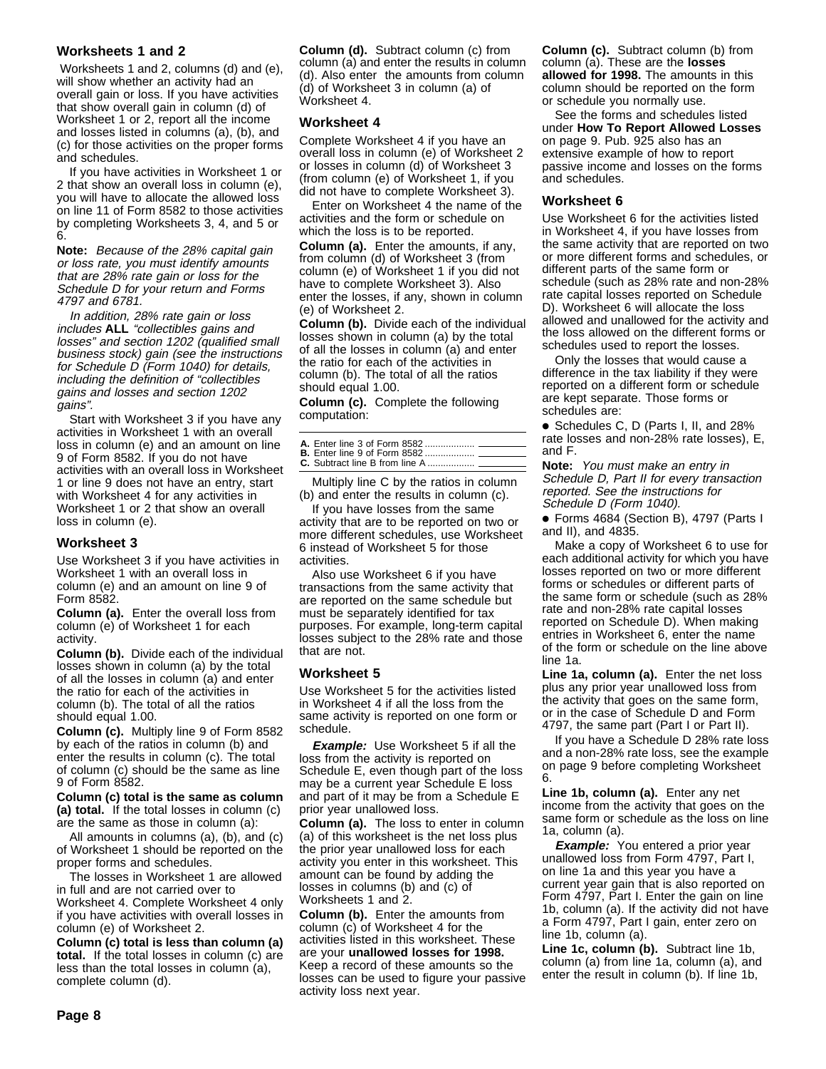### Worksheets 1 and 2

Worksheets 1 and 2, columns (d) and (e), will show whether an activity had an overall gain or loss. If you have activities that show overall gain in column (d) of Worksheet 1 or 2, report all the income and losses listed in columns (a), (b), and (c) for those activities on the proper forms and schedules.

If you have activities in Worksheet 1 or 2 that show an overall loss in column (e), you will have to allocate the allowed loss on line 11 of Form 8582 to those activities by completing Worksheets 3, 4, and 5 or 6.

**Note:** *Because of the 28% capital gain or loss rate, you must identify amounts that are 28% rate gain or loss for the Schedule D for your return and Forms 4797 and 6781.*

*In addition, 28% rate gain or loss includes* **ALL** *"collectibles gains and losses" and section 1202 (qualified small business stock) gain (see the instructions for Schedule D (Form 1040) for details, including the definition of "collectibles gains and losses and section 1202 gains".*

Start with Worksheet 3 if you have any activities in Worksheet 1 with an overall loss in column (e) and an amount on line 9 of Form 8582. If you do not have activities with an overall loss in Worksheet 1 or line 9 does not have an entry, start with Worksheet 4 for any activities in Worksheet 1 or 2 that show an overall loss in column (e).

### Worksheet 3

Use Worksheet 3 if you have activities in Worksheet 1 with an overall loss in column (e) and an amount on line 9 of Form 8582.

**Column (a).** Enter the overall loss from column (e) of Worksheet 1 for each activity.

**Column (b).** Divide each of the individual losses shown in column (a) by the total of all the losses in column (a) and enter the ratio for each of the activities in column (b). The total of all the ratios should equal 1.00.

**Column (c).** Multiply line 9 of Form 8582 by each of the ratios in column (b) and enter the results in column (c). The total of column (c) should be the same as line 9 of Form 8582.

**Column (c) total is the same as column (a) total.** If the total losses in column (c) are the same as those in column (a):

All amounts in columns (a), (b), and (c) of Worksheet 1 should be reported on the proper forms and schedules.

The losses in Worksheet 1 are allowed in full and are not carried over to Worksheet 4. Complete Worksheet 4 only if you have activities with overall losses in column (e) of Worksheet 2.

**Column (c) total is less than column (a) total.** If the total losses in column (c) are less than the total losses in column (a), complete column (d).

**Column (d).** Subtract column (c) from column (a) and enter the results in column (d). Also enter the amounts from column (d) of Worksheet 3 in column (a) of Worksheet 4.

### Worksheet 4

Complete Worksheet 4 if you have an overall loss in column (e) of Worksheet 2 or losses in column (d) of Worksheet 3 (from column (e) of Worksheet 1, if you did not have to complete Worksheet 3).

Enter on Worksheet 4 the name of the activities and the form or schedule on which the loss is to be reported.

**Column (a).** Enter the amounts, if any, from column (d) of Worksheet 3 (from column (e) of Worksheet 1 if you did not have to complete Worksheet 3). Also enter the losses, if any, shown in column (e) of Worksheet 2.

**Column (b).** Divide each of the individual losses shown in column (a) by the total of all the losses in column (a) and enter the ratio for each of the activities in column (b). The total of all the ratios should equal 1.00.

**Column (c).** Complete the following computation:

| | |
|---|---|
| **A.** Enter line 3 of Form 8582 .................. | |
| **B.** Enter line 9 of Form 8582 .................. | |
| **C.** Subtract line B from line A .................. | |

Multiply line C by the ratios in column (b) and enter the results in column (c).

If you have losses from the same activity that are to be reported on two or more different schedules, use Worksheet 6 instead of Worksheet 5 for those activities.

Also use Worksheet 6 if you have transactions from the same activity that are reported on the same schedule but must be separately identified for tax purposes. For example, long-term capital losses subject to the 28% rate and those that are not.

### Worksheet 5

Use Worksheet 5 for the activities listed in Worksheet 4 if all the loss from the same activity is reported on one form or schedule.

***Example:*** Use Worksheet 5 if all the loss from the activity is reported on Schedule E, even though part of the loss may be a current year Schedule E loss and part of it may be from a Schedule E prior year unallowed loss.

**Column (a).** The loss to enter in column (a) of this worksheet is the net loss plus the prior year unallowed loss for each activity you enter in this worksheet. This amount can be found by adding the losses in columns (b) and (c) of Worksheets 1 and 2.

**Column (b).** Enter the amounts from column (c) of Worksheet 4 for the activities listed in this worksheet. These are your **unallowed losses for 1998.** Keep a record of these amounts so the losses can be used to figure your passive activity loss next year.

**Column (c).** Subtract column (b) from column (a). These are the **losses allowed for 1998.** The amounts in this column should be reported on the form or schedule you normally use.

See the forms and schedules listed under **How To Report Allowed Losses** on page 9. Pub. 925 also has an extensive example of how to report passive income and losses on the forms and schedules.

### Worksheet 6

Use Worksheet 6 for the activities listed in Worksheet 4, if you have losses from the same activity that are reported on two or more different forms and schedules, or different parts of the same form or schedule (such as 28% rate and non-28% rate capital losses reported on Schedule D). Worksheet 6 will allocate the loss allowed and unallowed for the activity and the loss allowed on the different forms or schedules used to report the losses.

Only the losses that would cause a difference in the tax liability if they were reported on a different form or schedule are kept separate. Those forms or schedules are:

- Schedules C, D (Parts I, II, and 28% rate losses and non-28% rate losses), E, and F.

**Note:** *You must make an entry in Schedule D, Part II for every transaction reported. See the instructions for Schedule D (Form 1040).*

- Forms 4684 (Section B), 4797 (Parts I and II), and 4835.

Make a copy of Worksheet 6 to use for each additional activity for which you have losses reported on two or more different forms or schedules or different parts of the same form or schedule (such as 28% rate and non-28% rate capital losses reported on Schedule D). When making entries in Worksheet 6, enter the name of the form or schedule on the line above line 1a.

**Line 1a, column (a).** Enter the net loss plus any prior year unallowed loss from the activity that goes on the same form, or in the case of Schedule D and Form 4797, the same part (Part I or Part II).

If you have a Schedule D 28% rate loss and a non-28% rate loss, see the example on page 9 before completing Worksheet 6.

**Line 1b, column (a).** Enter any net income from the activity that goes on the same form or schedule as the loss on line 1a, column (a).

***Example:*** You entered a prior year unallowed loss from Form 4797, Part I, on line 1a and this year you have a current year gain that is also reported on Form 4797, Part I. Enter the gain on line 1b, column (a). If the activity did not have a Form 4797, Part I gain, enter zero on line 1b, column (a).

**Line 1c, column (b).** Subtract line 1b, column (a) from line 1a, column (a), and enter the result in column (b). If line 1b,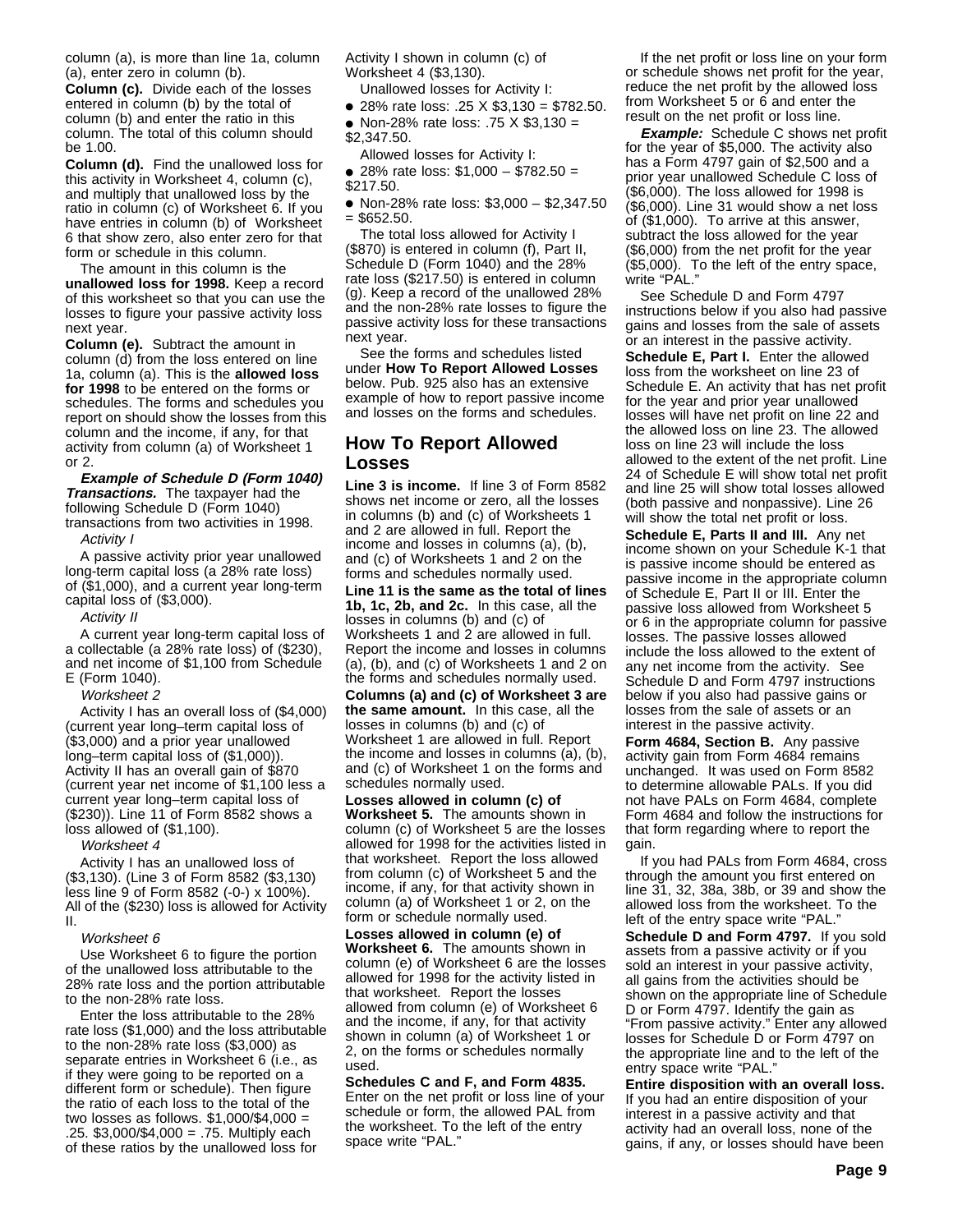column (a), is more than line 1a, column (a), enter zero in column (b).

**Column (c).** Divide each of the losses entered in column (b) by the total of column (b) and enter the ratio in this column. The total of this column should be 1.00.

**Column (d).** Find the unallowed loss for this activity in Worksheet 4, column (c), and multiply that unallowed loss by the ratio in column (c) of Worksheet 6. If you have entries in column (b) of Worksheet 6 that show zero, also enter zero for that form or schedule in this column.

The amount in this column is the **unallowed loss for 1998.** Keep a record of this worksheet so that you can use the losses to figure your passive activity loss next year.

**Column (e).** Subtract the amount in column (d) from the loss entered on line 1a, column (a). This is the **allowed loss for 1998** to be entered on the forms or schedules. The forms and schedules you report on should show the losses from this column and the income, if any, for that activity from column (a) of Worksheet 1 or 2.

***Example of Schedule D (Form 1040) Transactions.*** The taxpayer had the following Schedule D (Form 1040) transactions from two activities in 1998.

*Activity I*

A passive activity prior year unallowed long-term capital loss (a 28% rate loss) of ($1,000), and a current year long-term capital loss of ($3,000).

*Activity II*

A current year long-term capital loss of a collectable (a 28% rate loss) of ($230), and net income of $1,100 from Schedule E (Form 1040).

*Worksheet 2*

Activity I has an overall loss of ($4,000) (current year long–term capital loss of ($3,000) and a prior year unallowed long–term capital loss of ($1,000)). Activity II has an overall gain of $870 (current year net income of $1,100 less a current year long–term capital loss of ($230)). Line 11 of Form 8582 shows a loss allowed of ($1,100).

*Worksheet 4*

Activity I has an unallowed loss of ($3,130). (Line 3 of Form 8582 ($3,130) less line 9 of Form 8582 (-0-) x 100%). All of the ($230) loss is allowed for Activity II.

*Worksheet 6*

Use Worksheet 6 to figure the portion of the unallowed loss attributable to the 28% rate loss and the portion attributable to the non-28% rate loss.

Enter the loss attributable to the 28% rate loss ($1,000) and the loss attributable to the non-28% rate loss ($3,000) as separate entries in Worksheet 6 (i.e., as if they were going to be reported on a different form or schedule). Then figure the ratio of each loss to the total of the two losses as follows. $1,000/$4,000 = .25. $3,000/$4,000 = .75. Multiply each of these ratios by the unallowed loss for Activity I shown in column (c) of Worksheet 4 ($3,130).

Unallowed losses for Activity I:

- 28% rate loss: .25 X $3,130 = $782.50.
- Non-28% rate loss: .75 X $3,130 = $2,347.50.

Allowed losses for Activity I:

- 28% rate loss: $1,000 – $782.50 = $217.50.
- Non-28% rate loss: $3,000 – $2,347.50 = $652.50.

The total loss allowed for Activity I ($870) is entered in column (f), Part II, Schedule D (Form 1040) and the 28% rate loss ($217.50) is entered in column (g). Keep a record of the unallowed 28% and the non-28% rate losses to figure the passive activity loss for these transactions next year.

See the forms and schedules listed under **How To Report Allowed Losses** below. Pub. 925 also has an extensive example of how to report passive income and losses on the forms and schedules.

## How To Report Allowed Losses

**Line 3 is income.** If line 3 of Form 8582 shows net income or zero, all the losses in columns (b) and (c) of Worksheets 1 and 2 are allowed in full. Report the income and losses in columns (a), (b), and (c) of Worksheets 1 and 2 on the forms and schedules normally used.

**Line 11 is the same as the total of lines 1b, 1c, 2b, and 2c.** In this case, all the losses in columns (b) and (c) of Worksheets 1 and 2 are allowed in full. Report the income and losses in columns (a), (b), and (c) of Worksheets 1 and 2 on the forms and schedules normally used.

**Columns (a) and (c) of Worksheet 3 are the same amount.** In this case, all the losses in columns (b) and (c) of Worksheet 1 are allowed in full. Report the income and losses in columns (a), (b), and (c) of Worksheet 1 on the forms and schedules normally used.

**Losses allowed in column (c) of Worksheet 5.** The amounts shown in column (c) of Worksheet 5 are the losses allowed for 1998 for the activities listed in that worksheet. Report the loss allowed from column (c) of Worksheet 5 and the income, if any, for that activity shown in column (a) of Worksheet 1 or 2, on the form or schedule normally used.

**Losses allowed in column (e) of Worksheet 6.** The amounts shown in column (e) of Worksheet 6 are the losses allowed for 1998 for the activity listed in that worksheet. Report the losses allowed from column (e) of Worksheet 6 and the income, if any, for that activity shown in column (a) of Worksheet 1 or 2, on the forms or schedules normally used.

**Schedules C and F, and Form 4835.** Enter on the net profit or loss line of your schedule or form, the allowed PAL from the worksheet. To the left of the entry space write "PAL."

If the net profit or loss line on your form or schedule shows net profit for the year, reduce the net profit by the allowed loss from Worksheet 5 or 6 and enter the result on the net profit or loss line.

***Example:*** Schedule C shows net profit for the year of $5,000. The activity also has a Form 4797 gain of $2,500 and a prior year unallowed Schedule C loss of ($6,000). The loss allowed for 1998 is ($6,000). Line 31 would show a net loss of ($1,000). To arrive at this answer, subtract the loss allowed for the year ($6,000) from the net profit for the year ($5,000). To the left of the entry space, write "PAL."

See Schedule D and Form 4797 instructions below if you also had passive gains and losses from the sale of assets or an interest in the passive activity.

**Schedule E, Part I.** Enter the allowed loss from the worksheet on line 23 of Schedule E. An activity that has net profit for the year and prior year unallowed losses will have net profit on line 22 and the allowed loss on line 23. The allowed loss on line 23 will include the loss allowed to the extent of the net profit. Line 24 of Schedule E will show total net profit and line 25 will show total losses allowed (both passive and nonpassive). Line 26 will show the total net profit or loss.

**Schedule E, Parts II and III.** Any net income shown on your Schedule K-1 that is passive income should be entered as passive income in the appropriate column of Schedule E, Part II or III. Enter the passive loss allowed from Worksheet 5 or 6 in the appropriate column for passive losses. The passive losses allowed include the loss allowed to the extent of any net income from the activity. See Schedule D and Form 4797 instructions below if you also had passive gains or losses from the sale of assets or an interest in the passive activity.

**Form 4684, Section B.** Any passive activity gain from Form 4684 remains unchanged. It was used on Form 8582 to determine allowable PALs. If you did not have PALs on Form 4684, complete Form 4684 and follow the instructions for that form regarding where to report the gain.

If you had PALs from Form 4684, cross through the amount you first entered on line 31, 32, 38a, 38b, or 39 and show the allowed loss from the worksheet. To the left of the entry space write "PAL."

**Schedule D and Form 4797.** If you sold assets from a passive activity or if you sold an interest in your passive activity, all gains from the activities should be shown on the appropriate line of Schedule D or Form 4797. Identify the gain as "From passive activity." Enter any allowed losses for Schedule D or Form 4797 on the appropriate line and to the left of the entry space write "PAL."

**Entire disposition with an overall loss.** If you had an entire disposition of your interest in a passive activity and that activity had an overall loss, none of the gains, if any, or losses should have been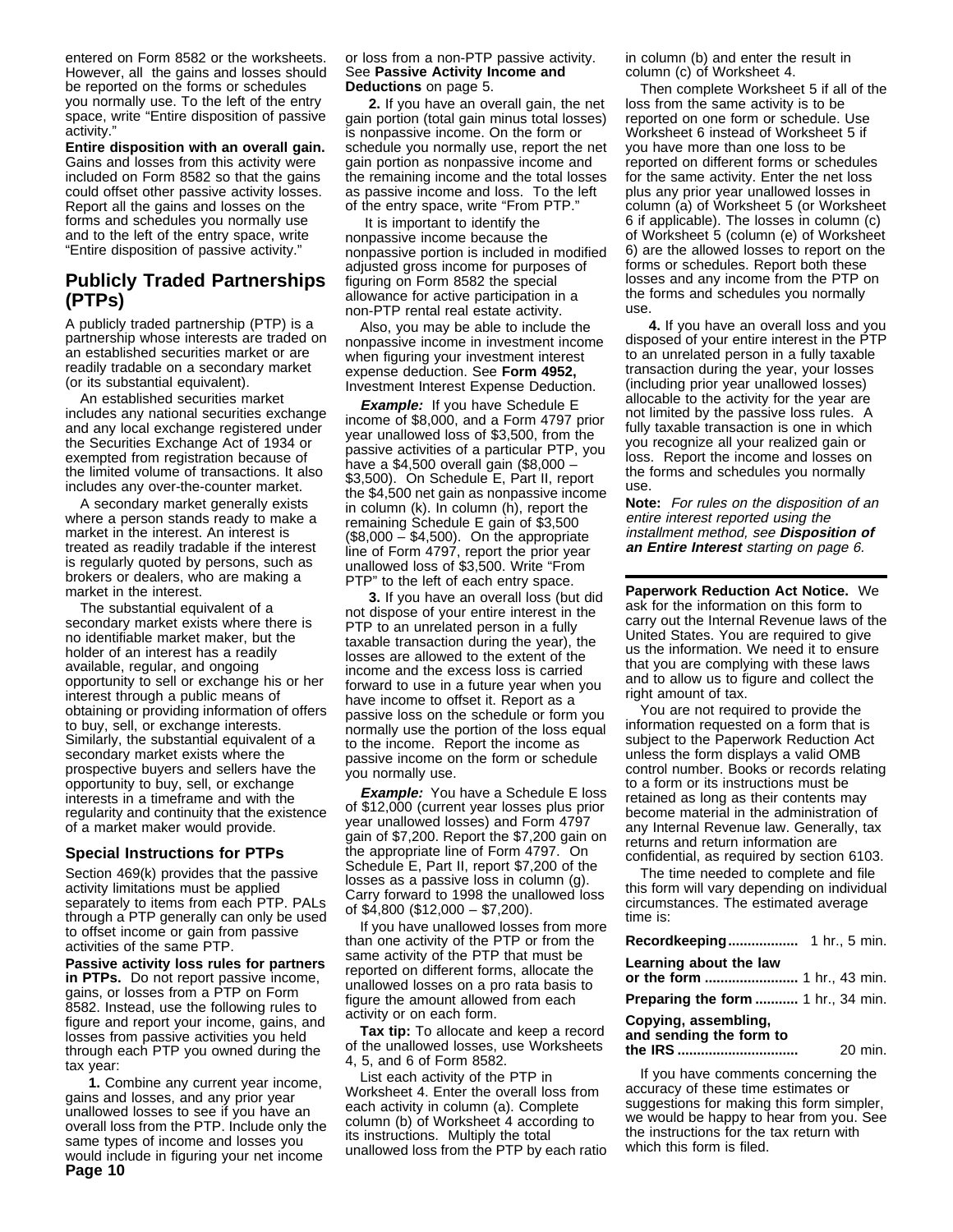entered on Form 8582 or the worksheets. However, all the gains and losses should be reported on the forms or schedules you normally use. To the left of the entry space, write "Entire disposition of passive activity."

**Entire disposition with an overall gain.** Gains and losses from this activity were included on Form 8582 so that the gains could offset other passive activity losses. Report all the gains and losses on the forms and schedules you normally use and to the left of the entry space, write "Entire disposition of passive activity."

## Publicly Traded Partnerships (PTPs)

A publicly traded partnership (PTP) is a partnership whose interests are traded on an established securities market or are readily tradable on a secondary market (or its substantial equivalent).

An established securities market includes any national securities exchange and any local exchange registered under the Securities Exchange Act of 1934 or exempted from registration because of the limited volume of transactions. It also includes any over-the-counter market.

A secondary market generally exists where a person stands ready to make a market in the interest. An interest is treated as readily tradable if the interest is regularly quoted by persons, such as brokers or dealers, who are making a market in the interest.

The substantial equivalent of a secondary market exists where there is no identifiable market maker, but the holder of an interest has a readily available, regular, and ongoing opportunity to sell or exchange his or her interest through a public means of obtaining or providing information of offers to buy, sell, or exchange interests. Similarly, the substantial equivalent of a secondary market exists where the prospective buyers and sellers have the opportunity to buy, sell, or exchange interests in a timeframe and with the regularity and continuity that the existence of a market maker would provide.

### Special Instructions for PTPs

Section 469(k) provides that the passive activity limitations must be applied separately to items from each PTP. PALs through a PTP generally can only be used to offset income or gain from passive activities of the same PTP.

**Passive activity loss rules for partners in PTPs.** Do not report passive income, gains, or losses from a PTP on Form 8582. Instead, use the following rules to figure and report your income, gains, and losses from passive activities you held through each PTP you owned during the tax year:

**1.** Combine any current year income, gains and losses, and any prior year unallowed losses to see if you have an overall loss from the PTP. Include only the same types of income and losses you would include in figuring your net income or loss from a non-PTP passive activity. See **Passive Activity Income and Deductions** on page 5.

**2.** If you have an overall gain, the net gain portion (total gain minus total losses) is nonpassive income. On the form or schedule you normally use, report the net gain portion as nonpassive income and the remaining income and the total losses as passive income and loss. To the left of the entry space, write "From PTP."

It is important to identify the nonpassive income because the nonpassive portion is included in modified adjusted gross income for purposes of figuring on Form 8582 the special allowance for active participation in a non-PTP rental real estate activity.

Also, you may be able to include the nonpassive income in investment income when figuring your investment interest expense deduction. See **Form 4952,** Investment Interest Expense Deduction.

***Example:*** If you have Schedule E income of $8,000, and a Form 4797 prior year unallowed loss of $3,500, from the passive activities of a particular PTP, you have a $4,500 overall gain ($8,000 – $3,500). On Schedule E, Part II, report the $4,500 net gain as nonpassive income in column (k). In column (h), report the remaining Schedule E gain of $3,500 ($8,000 – $4,500). On the appropriate line of Form 4797, report the prior year unallowed loss of $3,500. Write "From PTP" to the left of each entry space.

**3.** If you have an overall loss (but did not dispose of your entire interest in the PTP to an unrelated person in a fully taxable transaction during the year), the losses are allowed to the extent of the income and the excess loss is carried forward to use in a future year when you have income to offset it. Report as a passive loss on the schedule or form you normally use the portion of the loss equal to the income. Report the income as passive income on the form or schedule you normally use.

***Example:*** You have a Schedule E loss of $12,000 (current year losses plus prior year unallowed losses) and Form 4797 gain of $7,200. Report the $7,200 gain on the appropriate line of Form 4797. On Schedule E, Part II, report $7,200 of the losses as a passive loss in column (g). Carry forward to 1998 the unallowed loss of $4,800 ($12,000 – $7,200).

If you have unallowed losses from more than one activity of the PTP or from the same activity of the PTP that must be reported on different forms, allocate the unallowed losses on a pro rata basis to figure the amount allowed from each activity or on each form.

**Tax tip:** To allocate and keep a record of the unallowed losses, use Worksheets 4, 5, and 6 of Form 8582.

List each activity of the PTP in Worksheet 4. Enter the overall loss from each activity in column (a). Complete column (b) of Worksheet 4 according to its instructions. Multiply the total unallowed loss from the PTP by each ratio in column (b) and enter the result in column (c) of Worksheet 4.

Then complete Worksheet 5 if all of the loss from the same activity is to be reported on one form or schedule. Use Worksheet 6 instead of Worksheet 5 if you have more than one loss to be reported on different forms or schedules for the same activity. Enter the net loss plus any prior year unallowed losses in column (a) of Worksheet 5 (or Worksheet 6 if applicable). The losses in column (c) of Worksheet 5 (column (e) of Worksheet 6) are the allowed losses to report on the forms or schedules. Report both these losses and any income from the PTP on the forms and schedules you normally use.

**4.** If you have an overall loss and you disposed of your entire interest in the PTP to an unrelated person in a fully taxable transaction during the year, your losses (including prior year unallowed losses) allocable to the activity for the year are not limited by the passive loss rules. A fully taxable transaction is one in which you recognize all your realized gain or loss. Report the income and losses on the forms and schedules you normally use.

**Note:** *For rules on the disposition of an entire interest reported using the installment method, see* ***Disposition of an Entire Interest*** *starting on page 6.*

---

**Paperwork Reduction Act Notice.** We ask for the information on this form to carry out the Internal Revenue laws of the United States. You are required to give us the information. We need it to ensure that you are complying with these laws and to allow us to figure and collect the right amount of tax.

You are not required to provide the information requested on a form that is subject to the Paperwork Reduction Act unless the form displays a valid OMB control number. Books or records relating to a form or its instructions must be retained as long as their contents may become material in the administration of any Internal Revenue law. Generally, tax returns and return information are confidential, as required by section 6103.

The time needed to complete and file this form will vary depending on individual circumstances. The estimated average time is:

| | |
|---|---|
| **Recordkeeping** | 1 hr., 5 min. |
| **Learning about the law or the form** | 1 hr., 43 min. |
| **Preparing the form** | 1 hr., 34 min. |
| **Copying, assembling, and sending the form to the IRS** | 20 min. |

If you have comments concerning the accuracy of these time estimates or suggestions for making this form simpler, we would be happy to hear from you. See the instructions for the tax return with which this form is filed.